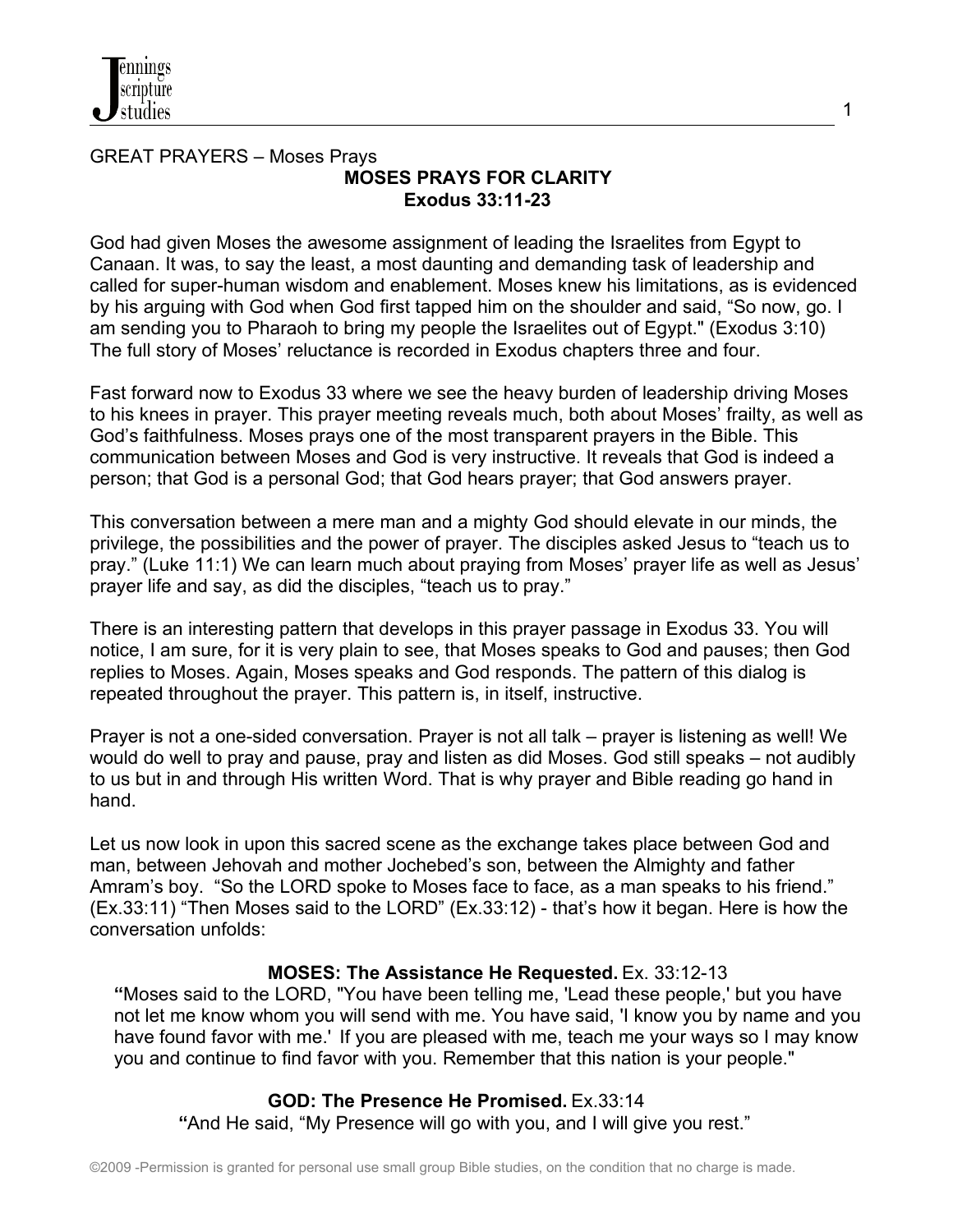GREAT PRAYERS – Moses Prays

# MOSES PRAYS FOR CLARITY

## Exodus 33:11-23

God had given Moses the awesome assignment of leading the Israelites from Egypt to Canaan. It was, to say the least, a most daunting and demanding task of leadership and called for super-human wisdom and enablement. Moses knew his limitations, as is evidenced by his arguing with God when God first tapped him on the shoulder and said, "So now, go. I am sending you to Pharaoh to bring my people the Israelites out of Egypt." (Exodus 3:10) The full story of Moses' reluctance is recorded in Exodus chapters three and four.

Fast forward now to Exodus 33 where we see the heavy burden of leadership driving Moses to his knees in prayer. This prayer meeting reveals much, both about Moses' frailty, as well as God's faithfulness. Moses prays one of the most transparent prayers in the Bible. This communication between Moses and God is very instructive. It reveals that God is indeed a person; that God is a personal God; that God hears prayer; that God answers prayer.

This conversation between a mere man and a mighty God should elevate in our minds, the privilege, the possibilities and the power of prayer. The disciples asked Jesus to "teach us to pray." (Luke 11:1) We can learn much about praying from Moses' prayer life as well as Jesus' prayer life and say, as did the disciples, "teach us to pray."

There is an interesting pattern that develops in this prayer passage in Exodus 33. You will notice, I am sure, for it is very plain to see, that Moses speaks to God and pauses; then God replies to Moses. Again, Moses speaks and God responds. The pattern of this dialog is repeated throughout the prayer. This pattern is, in itself, instructive.

Prayer is not a one-sided conversation. Prayer is not all talk – prayer is listening as well! We would do well to pray and pause, pray and listen as did Moses. God still speaks – not audibly to us but in and through His written Word. That is why prayer and Bible reading go hand in hand.

Let us now look in upon this sacred scene as the exchange takes place between God and man, between Jehovah and mother Jochebed's son, between the Almighty and father Amram's boy. "So the LORD spoke to Moses face to face, as a man speaks to his friend." (Ex.33:11) "Then Moses said to the LORD" (Ex.33:12) - that's how it began. Here is how the conversation unfolds:

### MOSES: The Assistance He Requested. Ex. 33:12-13

"Moses said to the LORD, "You have been telling me, 'Lead these people,' but you have not let me know whom you will send with me. You have said, 'I know you by name and you have found favor with me.' If you are pleased with me, teach me your ways so I may know you and continue to find favor with you. Remember that this nation is your people."

### GOD: The Presence He Promised. Ex.33:14

"And He said, "My Presence will go with you, and I will give you rest."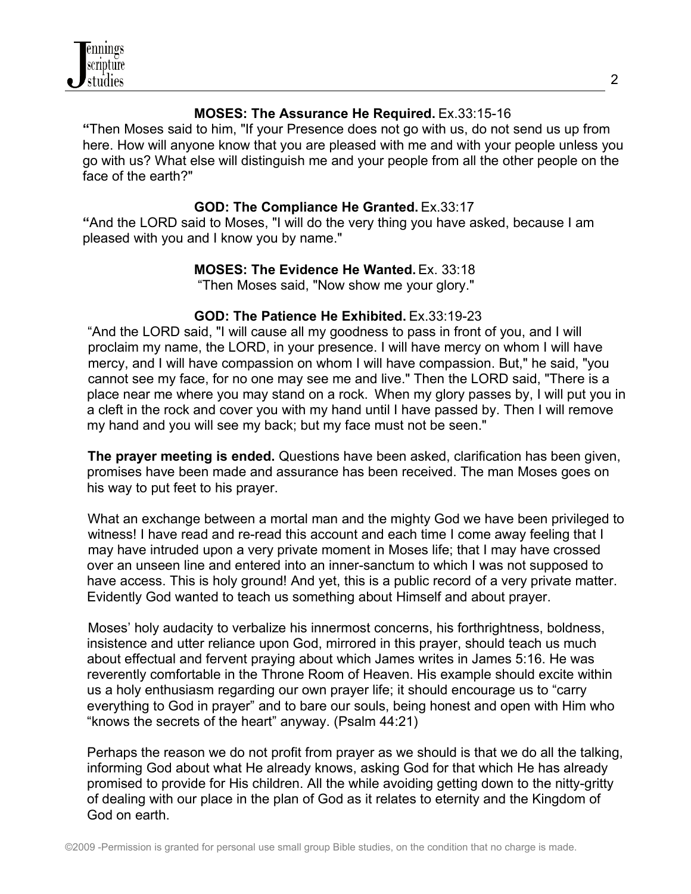**MOSES: The Assurance He Required.** Ex.33:15-16

**"**Then Moses said to him, "If your Presence does not go with us, do not send us up from here. How will anyone know that you are pleased with me and with your people unless you go with us? What else will distinguish me and your people from all the other people on the face of the earth?"

**GOD: The Compliance He Granted.** Ex.33:17

**"**And the LORD said to Moses, "I will do the very thing you have asked, because I am pleased with you and I know you by name."

**MOSES: The Evidence He Wanted.** Ex. 33:18

"Then Moses said, "Now show me your glory."

**GOD: The Patience He Exhibited.** Ex.33:19-23

"And the LORD said, "I will cause all my goodness to pass in front of you, and I will proclaim my name, the LORD, in your presence. I will have mercy on whom I will have mercy, and I will have compassion on whom I will have compassion. But," he said, "you cannot see my face, for no one may see me and live." Then the LORD said, "There is a place near me where you may stand on a rock. When my glory passes by, I will put you in a cleft in the rock and cover you with my hand until I have passed by. Then I will remove my hand and you will see my back; but my face must not be seen."

**The prayer meeting is ended.** Questions have been asked, clarification has been given, promises have been made and assurance has been received. The man Moses goes on his way to put feet to his prayer.

What an exchange between a mortal man and the mighty God we have been privileged to witness! I have read and re-read this account and each time I come away feeling that I may have intruded upon a very private moment in Moses life; that I may have crossed over an unseen line and entered into an inner-sanctum to which I was not supposed to have access. This is holy ground! And yet, this is a public record of a very private matter. Evidently God wanted to teach us something about Himself and about prayer.

Moses' holy audacity to verbalize his innermost concerns, his forthrightness, boldness, insistence and utter reliance upon God, mirrored in this prayer, should teach us much about effectual and fervent praying about which James writes in James 5:16. He was reverently comfortable in the Throne Room of Heaven. His example should excite within us a holy enthusiasm regarding our own prayer life; it should encourage us to "carry everything to God in prayer" and to bare our souls, being honest and open with Him who "knows the secrets of the heart" anyway. (Psalm 44:21)

Perhaps the reason we do not profit from prayer as we should is that we do all the talking, informing God about what He already knows, asking God for that which He has already promised to provide for His children. All the while avoiding getting down to the nitty-gritty of dealing with our place in the plan of God as it relates to eternity and the Kingdom of God on earth.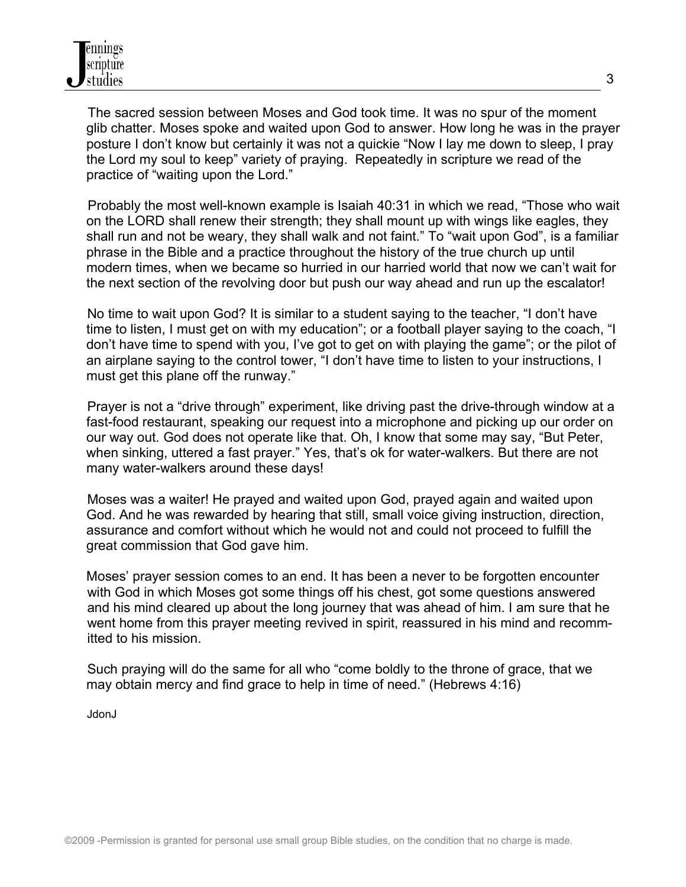The sacred session between Moses and God took time. It was no spur of the moment glib chatter. Moses spoke and waited upon God to answer. How long he was in the prayer posture I don't know but certainly it was not a quickie "Now I lay me down to sleep, I pray the Lord my soul to keep" variety of praying. Repeatedly in scripture we read of the practice of "waiting upon the Lord."

Probably the most well-known example is Isaiah 40:31 in which we read, "Those who wait on the LORD shall renew their strength; they shall mount up with wings like eagles, they shall run and not be weary, they shall walk and not faint." To "wait upon God", is a familiar phrase in the Bible and a practice throughout the history of the true church up until modern times, when we became so hurried in our harried world that now we can't wait for the next section of the revolving door but push our way ahead and run up the escalator!

No time to wait upon God? It is similar to a student saying to the teacher, "I don't have time to listen, I must get on with my education"; or a football player saying to the coach, "I don't have time to spend with you, I've got to get on with playing the game"; or the pilot of an airplane saying to the control tower, "I don't have time to listen to your instructions, I must get this plane off the runway."

Prayer is not a "drive through" experiment, like driving past the drive-through window at a fast-food restaurant, speaking our request into a microphone and picking up our order on our way out. God does not operate like that. Oh, I know that some may say, "But Peter, when sinking, uttered a fast prayer." Yes, that's ok for water-walkers. But there are not many water-walkers around these days!

Moses was a waiter! He prayed and waited upon God, prayed again and waited upon God. And he was rewarded by hearing that still, small voice giving instruction, direction, assurance and comfort without which he would not and could not proceed to fulfill the great commission that God gave him.

Moses' prayer session comes to an end. It has been a never to be forgotten encounter with God in which Moses got some things off his chest, got some questions answered and his mind cleared up about the long journey that was ahead of him. I am sure that he went home from this prayer meeting revived in spirit, reassured in his mind and recommitted to his mission.

Such praying will do the same for all who "come boldly to the throne of grace, that we may obtain mercy and find grace to help in time of need." (Hebrews 4:16)

JdonJ